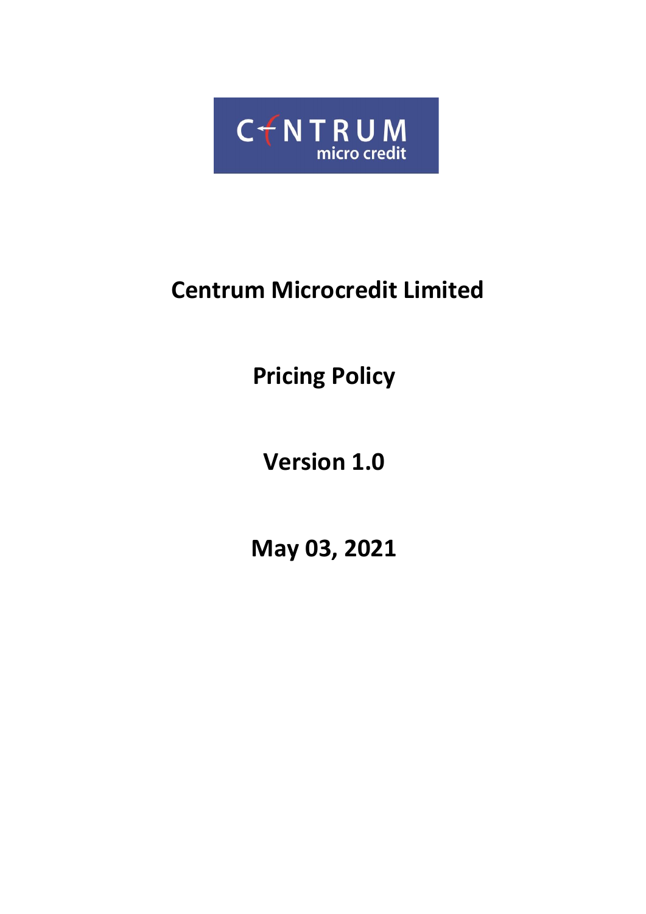# Centrum Microcredit Limited

## Pricing Policy

## Version 1.0

## May 03, 2021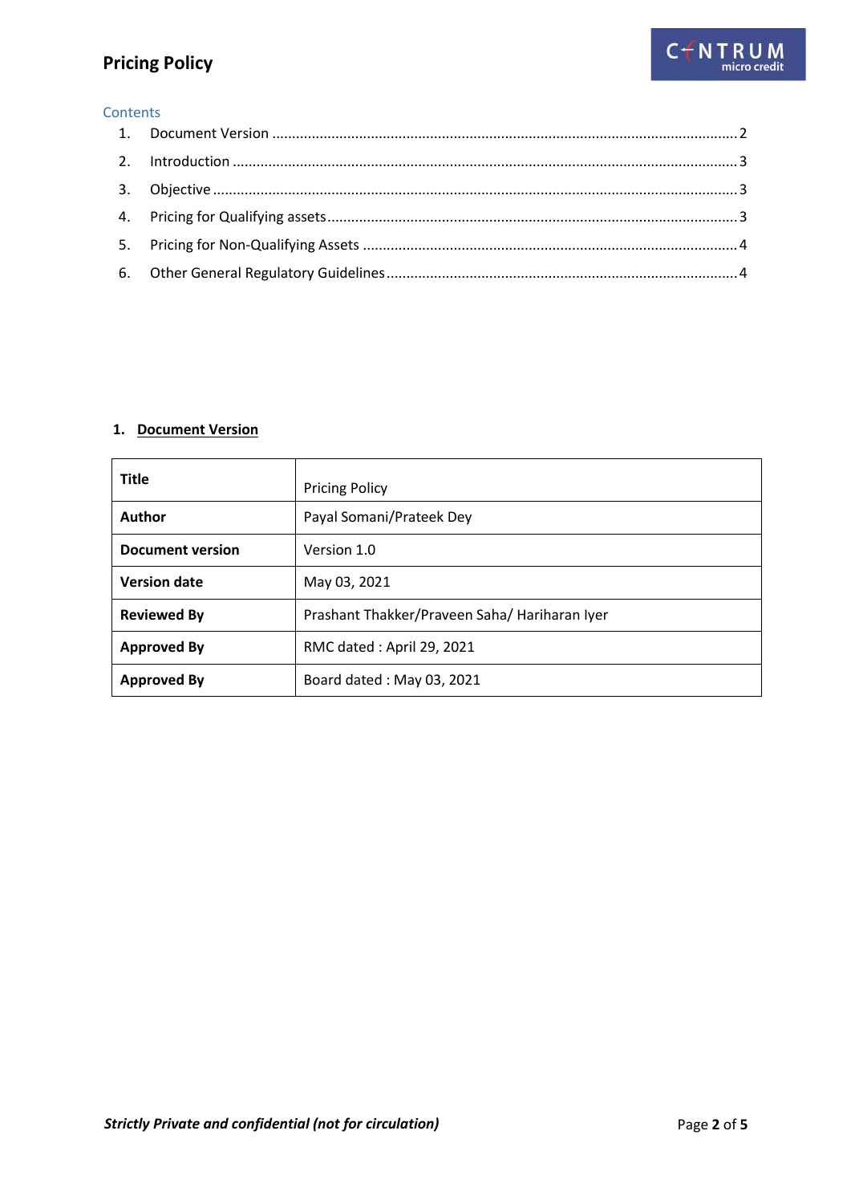Contents

1. Document Version .......................................................... 2
2. Introduction .......................................................... 3
3. Objective .......................................................... 3
4. Pricing for Qualifying assets .......................................................... 3
5. Pricing for Non-Qualifying Assets .......................................................... 4
6. Other General Regulatory Guidelines .......................................................... 4

## 1. Document Version

| **Title** | Pricing Policy |
|---|---|
| **Author** | Payal Somani/Prateek Dey |
| **Document version** | Version 1.0 |
| **Version date** | May 03, 2021 |
| **Reviewed By** | Prashant Thakker/Praveen Saha/ Hariharan Iyer |
| **Approved By** | RMC dated : April 29, 2021 |
| **Approved By** | Board dated : May 03, 2021 |

***Strictly Private and confidential (not for circulation)***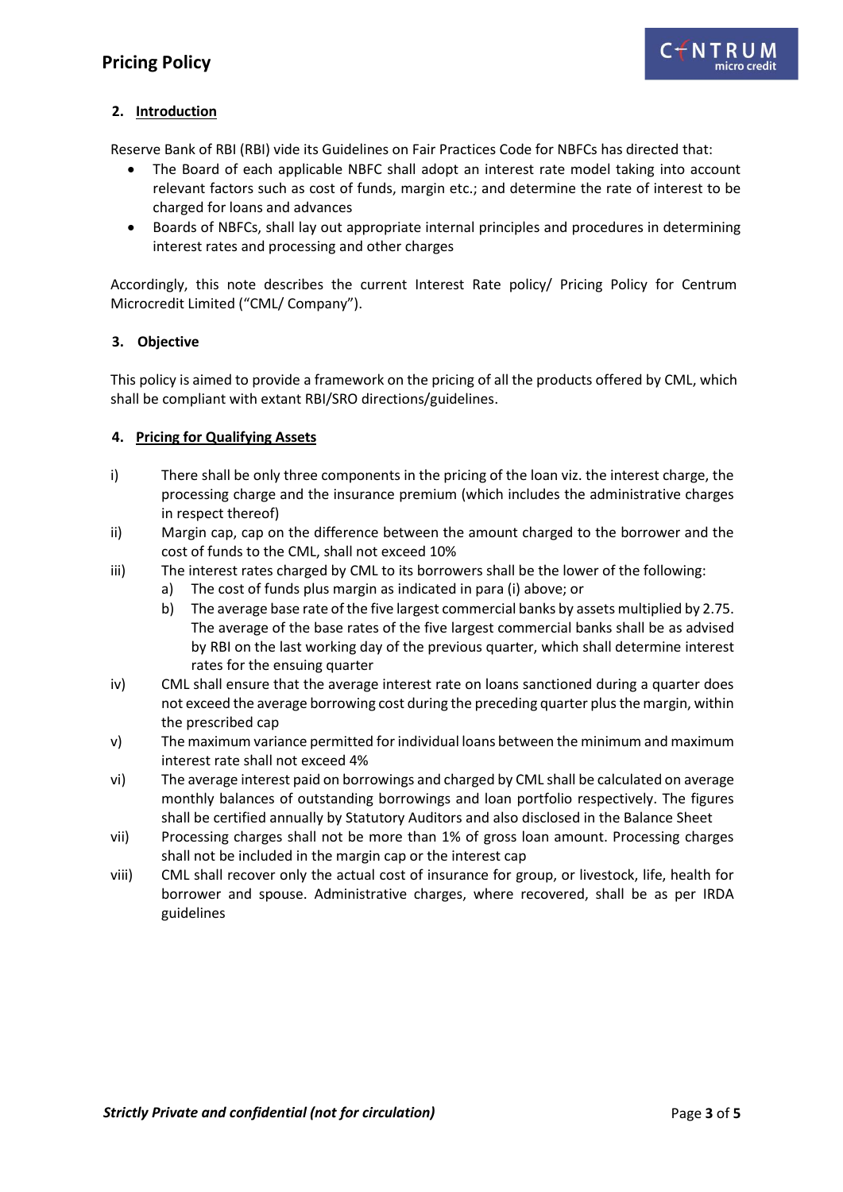## 2. Introduction

Reserve Bank of RBI (RBI) vide its Guidelines on Fair Practices Code for NBFCs has directed that:

- The Board of each applicable NBFC shall adopt an interest rate model taking into account relevant factors such as cost of funds, margin etc.; and determine the rate of interest to be charged for loans and advances
- Boards of NBFCs, shall lay out appropriate internal principles and procedures in determining interest rates and processing and other charges

Accordingly, this note describes the current Interest Rate policy/ Pricing Policy for Centrum Microcredit Limited ("CML/ Company").

## 3. Objective

This policy is aimed to provide a framework on the pricing of all the products offered by CML, which shall be compliant with extant RBI/SRO directions/guidelines.

## 4. Pricing for Qualifying Assets

i) There shall be only three components in the pricing of the loan viz. the interest charge, the processing charge and the insurance premium (which includes the administrative charges in respect thereof)

ii) Margin cap, cap on the difference between the amount charged to the borrower and the cost of funds to the CML, shall not exceed 10%

iii) The interest rates charged by CML to its borrowers shall be the lower of the following:
   - a) The cost of funds plus margin as indicated in para (i) above; or
   - b) The average base rate of the five largest commercial banks by assets multiplied by 2.75. The average of the base rates of the five largest commercial banks shall be as advised by RBI on the last working day of the previous quarter, which shall determine interest rates for the ensuing quarter

iv) CML shall ensure that the average interest rate on loans sanctioned during a quarter does not exceed the average borrowing cost during the preceding quarter plus the margin, within the prescribed cap

v) The maximum variance permitted for individual loans between the minimum and maximum interest rate shall not exceed 4%

vi) The average interest paid on borrowings and charged by CML shall be calculated on average monthly balances of outstanding borrowings and loan portfolio respectively. The figures shall be certified annually by Statutory Auditors and also disclosed in the Balance Sheet

vii) Processing charges shall not be more than 1% of gross loan amount. Processing charges shall not be included in the margin cap or the interest cap

viii) CML shall recover only the actual cost of insurance for group, or livestock, life, health for borrower and spouse. Administrative charges, where recovered, shall be as per IRDA guidelines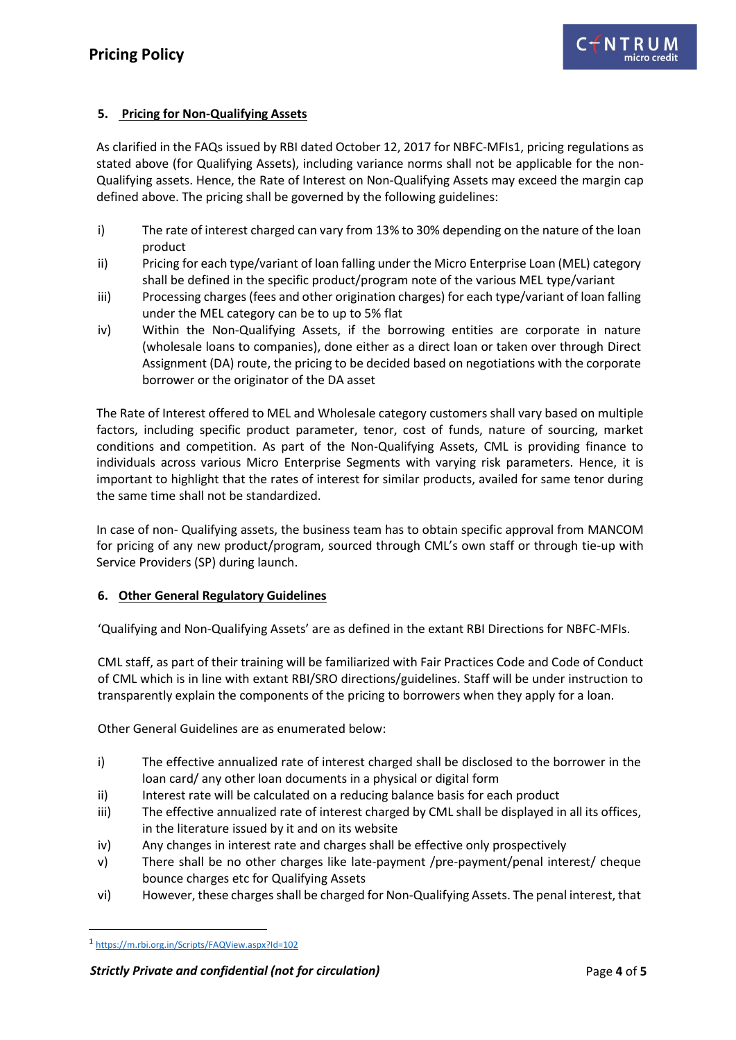## 5. Pricing for Non-Qualifying Assets

As clarified in the FAQs issued by RBI dated October 12, 2017 for NBFC-MFIs[1], pricing regulations as stated above (for Qualifying Assets), including variance norms shall not be applicable for the non-Qualifying assets. Hence, the Rate of Interest on Non-Qualifying Assets may exceed the margin cap defined above. The pricing shall be governed by the following guidelines:

i) The rate of interest charged can vary from 13% to 30% depending on the nature of the loan product

ii) Pricing for each type/variant of loan falling under the Micro Enterprise Loan (MEL) category shall be defined in the specific product/program note of the various MEL type/variant

iii) Processing charges (fees and other origination charges) for each type/variant of loan falling under the MEL category can be to up to 5% flat

iv) Within the Non-Qualifying Assets, if the borrowing entities are corporate in nature (wholesale loans to companies), done either as a direct loan or taken over through Direct Assignment (DA) route, the pricing to be decided based on negotiations with the corporate borrower or the originator of the DA asset

The Rate of Interest offered to MEL and Wholesale category customers shall vary based on multiple factors, including specific product parameter, tenor, cost of funds, nature of sourcing, market conditions and competition. As part of the Non-Qualifying Assets, CML is providing finance to individuals across various Micro Enterprise Segments with varying risk parameters. Hence, it is important to highlight that the rates of interest for similar products, availed for same tenor during the same time shall not be standardized.

In case of non- Qualifying assets, the business team has to obtain specific approval from MANCOM for pricing of any new product/program, sourced through CML's own staff or through tie-up with Service Providers (SP) during launch.

## 6. Other General Regulatory Guidelines

'Qualifying and Non-Qualifying Assets' are as defined in the extant RBI Directions for NBFC-MFIs.

CML staff, as part of their training will be familiarized with Fair Practices Code and Code of Conduct of CML which is in line with extant RBI/SRO directions/guidelines. Staff will be under instruction to transparently explain the components of the pricing to borrowers when they apply for a loan.

Other General Guidelines are as enumerated below:

i) The effective annualized rate of interest charged shall be disclosed to the borrower in the loan card/ any other loan documents in a physical or digital form

ii) Interest rate will be calculated on a reducing balance basis for each product

iii) The effective annualized rate of interest charged by CML shall be displayed in all its offices, in the literature issued by it and on its website

iv) Any changes in interest rate and charges shall be effective only prospectively

v) There shall be no other charges like late-payment /pre-payment/penal interest/ cheque bounce charges etc for Qualifying Assets

vi) However, these charges shall be charged for Non-Qualifying Assets. The penal interest, that

[1] https://m.rbi.org.in/Scripts/FAQView.aspx?Id=102

***Strictly Private and confidential (not for circulation)***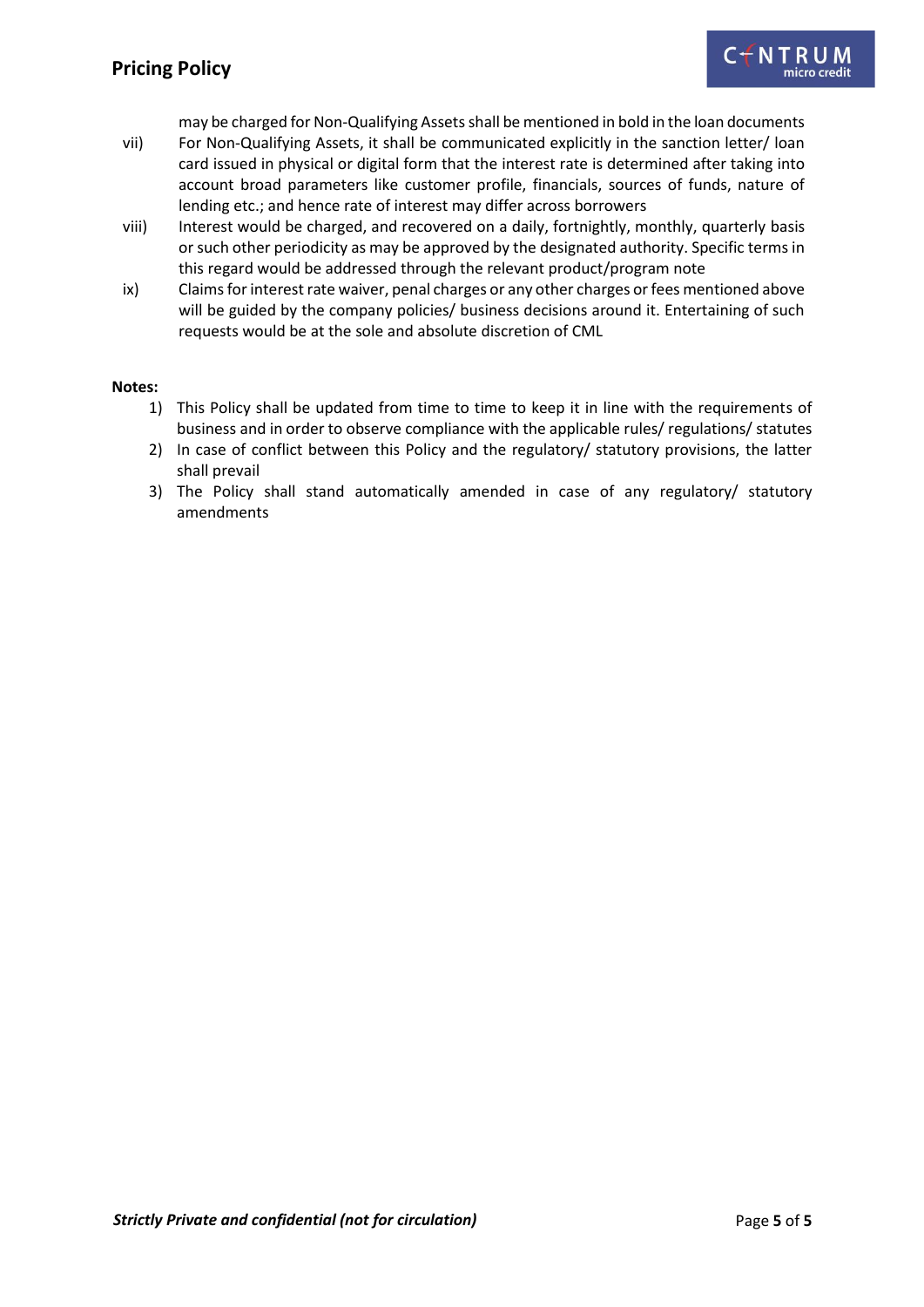may be charged for Non-Qualifying Assets shall be mentioned in bold in the loan documents

vii) For Non-Qualifying Assets, it shall be communicated explicitly in the sanction letter/ loan card issued in physical or digital form that the interest rate is determined after taking into account broad parameters like customer profile, financials, sources of funds, nature of lending etc.; and hence rate of interest may differ across borrowers

viii) Interest would be charged, and recovered on a daily, fortnightly, monthly, quarterly basis or such other periodicity as may be approved by the designated authority. Specific terms in this regard would be addressed through the relevant product/program note

ix) Claims for interest rate waiver, penal charges or any other charges or fees mentioned above will be guided by the company policies/ business decisions around it. Entertaining of such requests would be at the sole and absolute discretion of CML

**Notes:**

1) This Policy shall be updated from time to time to keep it in line with the requirements of business and in order to observe compliance with the applicable rules/ regulations/ statutes
2) In case of conflict between this Policy and the regulatory/ statutory provisions, the latter shall prevail
3) The Policy shall stand automatically amended in case of any regulatory/ statutory amendments